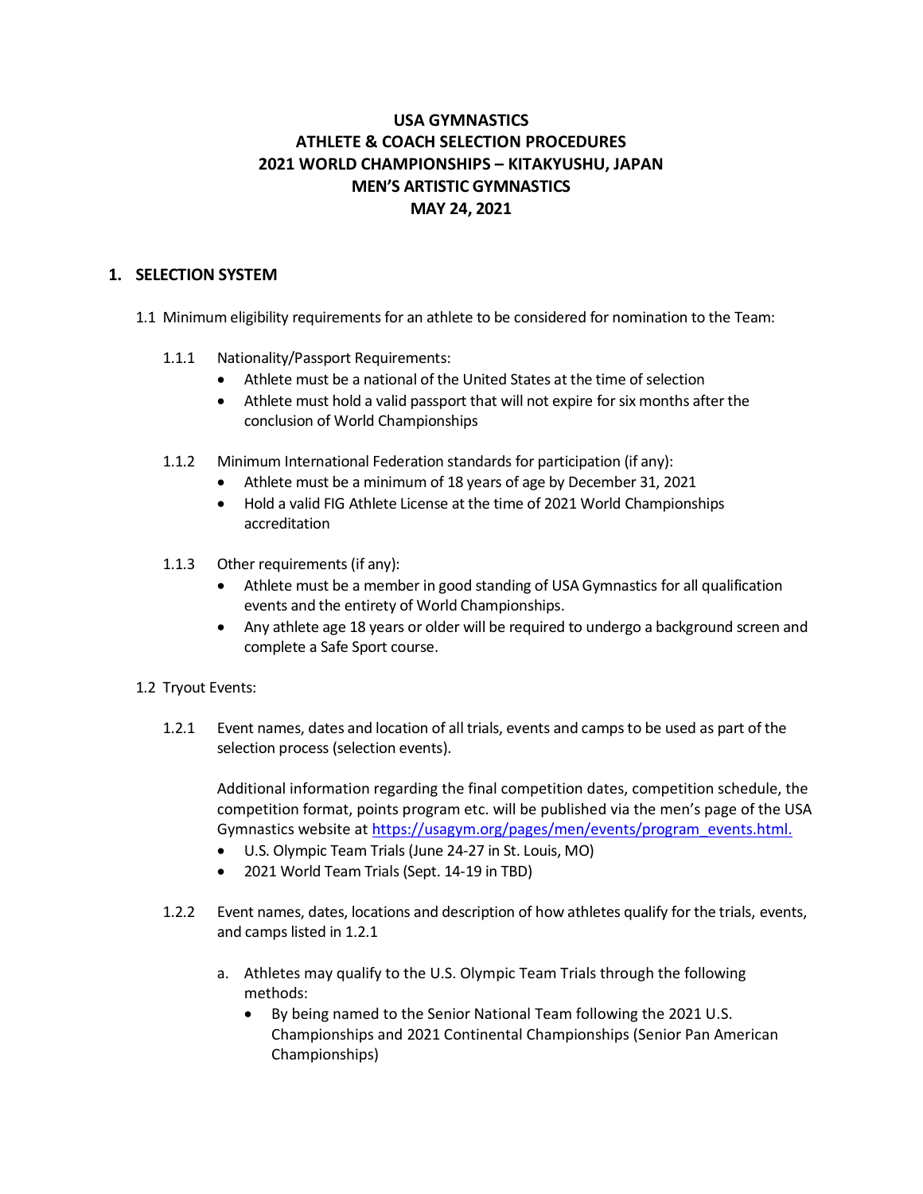# USA GYMNASTICS
# ATHLETE & COACH SELECTION PROCEDURES
# 2021 WORLD CHAMPIONSHIPS – KITAKYUSHU, JAPAN
# MEN'S ARTISTIC GYMNASTICS
# MAY 24, 2021

## 1. SELECTION SYSTEM

1.1 Minimum eligibility requirements for an athlete to be considered for nomination to the Team:

1.1.1 Nationality/Passport Requirements:

- Athlete must be a national of the United States at the time of selection
- Athlete must hold a valid passport that will not expire for six months after the conclusion of World Championships

1.1.2 Minimum International Federation standards for participation (if any):

- Athlete must be a minimum of 18 years of age by December 31, 2021
- Hold a valid FIG Athlete License at the time of 2021 World Championships accreditation

1.1.3 Other requirements (if any):

- Athlete must be a member in good standing of USA Gymnastics for all qualification events and the entirety of World Championships.
- Any athlete age 18 years or older will be required to undergo a background screen and complete a Safe Sport course.

1.2 Tryout Events:

1.2.1 Event names, dates and location of all trials, events and camps to be used as part of the selection process (selection events).

Additional information regarding the final competition dates, competition schedule, the competition format, points program etc. will be published via the men's page of the USA Gymnastics website at https://usagym.org/pages/men/events/program_events.html.

- U.S. Olympic Team Trials (June 24-27 in St. Louis, MO)
- 2021 World Team Trials (Sept. 14-19 in TBD)

1.2.2 Event names, dates, locations and description of how athletes qualify for the trials, events, and camps listed in 1.2.1

a. Athletes may qualify to the U.S. Olympic Team Trials through the following methods:

- By being named to the Senior National Team following the 2021 U.S. Championships and 2021 Continental Championships (Senior Pan American Championships)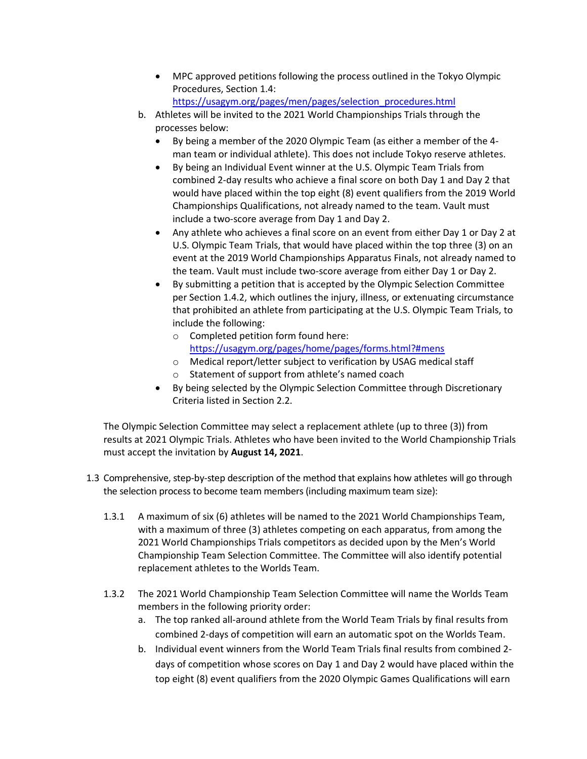- MPC approved petitions following the process outlined in the Tokyo Olympic Procedures, Section 1.4: [https://usagym.org/pages/men/pages/selection_procedures.html](https://usagym.org/pages/men/pages/selection_procedures.html)

b. Athletes will be invited to the 2021 World Championships Trials through the processes below:

- By being a member of the 2020 Olympic Team (as either a member of the 4-man team or individual athlete). This does not include Tokyo reserve athletes.
- By being an Individual Event winner at the U.S. Olympic Team Trials from combined 2-day results who achieve a final score on both Day 1 and Day 2 that would have placed within the top eight (8) event qualifiers from the 2019 World Championships Qualifications, not already named to the team. Vault must include a two-score average from Day 1 and Day 2.
- Any athlete who achieves a final score on an event from either Day 1 or Day 2 at U.S. Olympic Team Trials, that would have placed within the top three (3) on an event at the 2019 World Championships Apparatus Finals, not already named to the team. Vault must include two-score average from either Day 1 or Day 2.
- By submitting a petition that is accepted by the Olympic Selection Committee per Section 1.4.2, which outlines the injury, illness, or extenuating circumstance that prohibited an athlete from participating at the U.S. Olympic Team Trials, to include the following:
  - Completed petition form found here: [https://usagym.org/pages/home/pages/forms.html?#mens](https://usagym.org/pages/home/pages/forms.html?#mens)
  - Medical report/letter subject to verification by USAG medical staff
  - Statement of support from athlete's named coach
- By being selected by the Olympic Selection Committee through Discretionary Criteria listed in Section 2.2.

The Olympic Selection Committee may select a replacement athlete (up to three (3)) from results at 2021 Olympic Trials. Athletes who have been invited to the World Championship Trials must accept the invitation by **August 14, 2021**.

1.3 Comprehensive, step-by-step description of the method that explains how athletes will go through the selection process to become team members (including maximum team size):

1.3.1 A maximum of six (6) athletes will be named to the 2021 World Championships Team, with a maximum of three (3) athletes competing on each apparatus, from among the 2021 World Championships Trials competitors as decided upon by the Men's World Championship Team Selection Committee. The Committee will also identify potential replacement athletes to the Worlds Team.

1.3.2 The 2021 World Championship Team Selection Committee will name the Worlds Team members in the following priority order:

a. The top ranked all-around athlete from the World Team Trials by final results from combined 2-days of competition will earn an automatic spot on the Worlds Team.

b. Individual event winners from the World Team Trials final results from combined 2-days of competition whose scores on Day 1 and Day 2 would have placed within the top eight (8) event qualifiers from the 2020 Olympic Games Qualifications will earn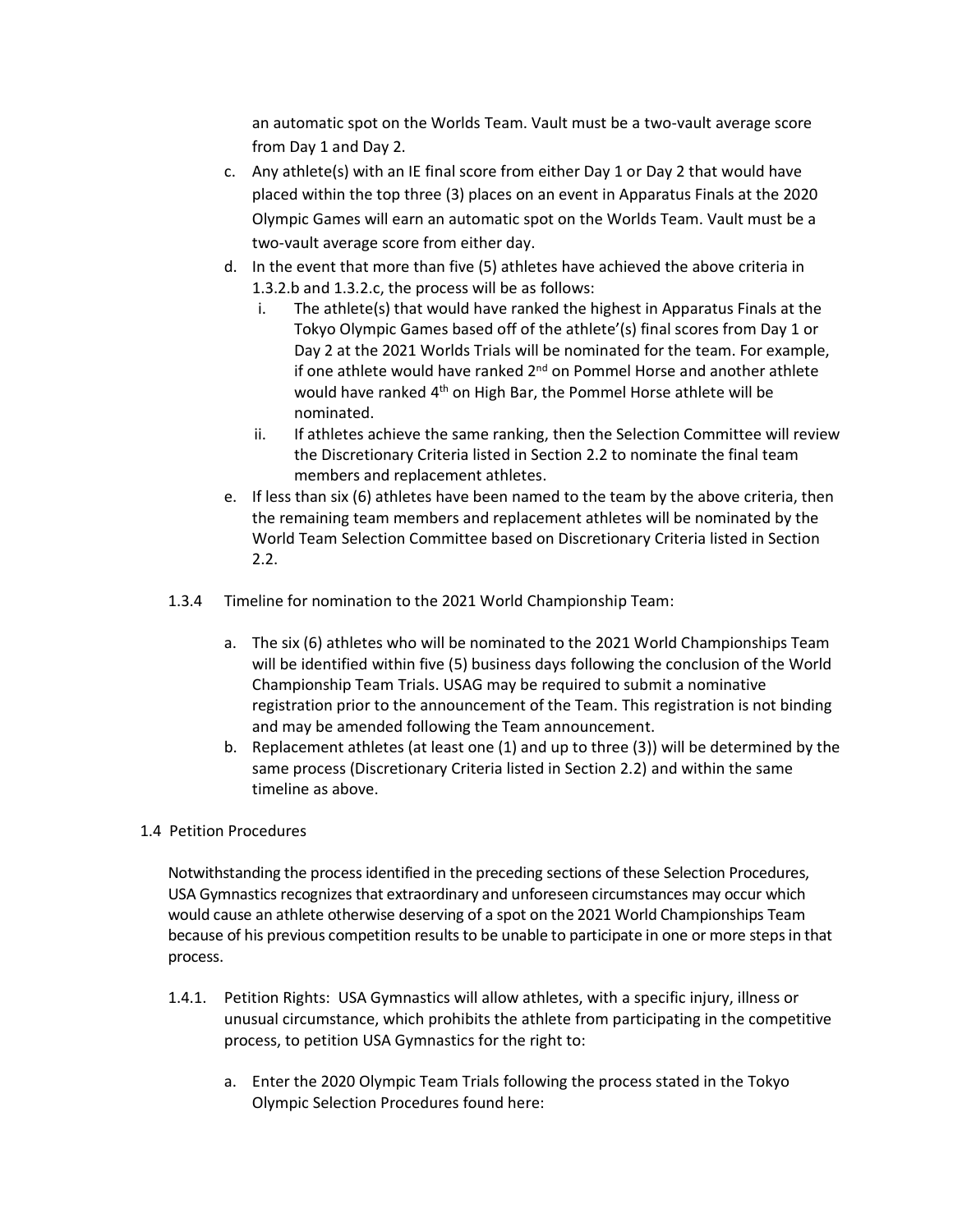an automatic spot on the Worlds Team. Vault must be a two-vault average score from Day 1 and Day 2.

c. Any athlete(s) with an IE final score from either Day 1 or Day 2 that would have placed within the top three (3) places on an event in Apparatus Finals at the 2020 Olympic Games will earn an automatic spot on the Worlds Team. Vault must be a two-vault average score from either day.

d. In the event that more than five (5) athletes have achieved the above criteria in 1.3.2.b and 1.3.2.c, the process will be as follows:

   i. The athlete(s) that would have ranked the highest in Apparatus Finals at the Tokyo Olympic Games based off of the athlete'(s) final scores from Day 1 or Day 2 at the 2021 Worlds Trials will be nominated for the team. For example, if one athlete would have ranked 2nd on Pommel Horse and another athlete would have ranked 4th on High Bar, the Pommel Horse athlete will be nominated.

   ii. If athletes achieve the same ranking, then the Selection Committee will review the Discretionary Criteria listed in Section 2.2 to nominate the final team members and replacement athletes.

e. If less than six (6) athletes have been named to the team by the above criteria, then the remaining team members and replacement athletes will be nominated by the World Team Selection Committee based on Discretionary Criteria listed in Section 2.2.

1.3.4 Timeline for nomination to the 2021 World Championship Team:

a. The six (6) athletes who will be nominated to the 2021 World Championships Team will be identified within five (5) business days following the conclusion of the World Championship Team Trials. USAG may be required to submit a nominative registration prior to the announcement of the Team. This registration is not binding and may be amended following the Team announcement.

b. Replacement athletes (at least one (1) and up to three (3)) will be determined by the same process (Discretionary Criteria listed in Section 2.2) and within the same timeline as above.

## 1.4 Petition Procedures

Notwithstanding the process identified in the preceding sections of these Selection Procedures, USA Gymnastics recognizes that extraordinary and unforeseen circumstances may occur which would cause an athlete otherwise deserving of a spot on the 2021 World Championships Team because of his previous competition results to be unable to participate in one or more steps in that process.

1.4.1. Petition Rights: USA Gymnastics will allow athletes, with a specific injury, illness or unusual circumstance, which prohibits the athlete from participating in the competitive process, to petition USA Gymnastics for the right to:

a. Enter the 2020 Olympic Team Trials following the process stated in the Tokyo Olympic Selection Procedures found here: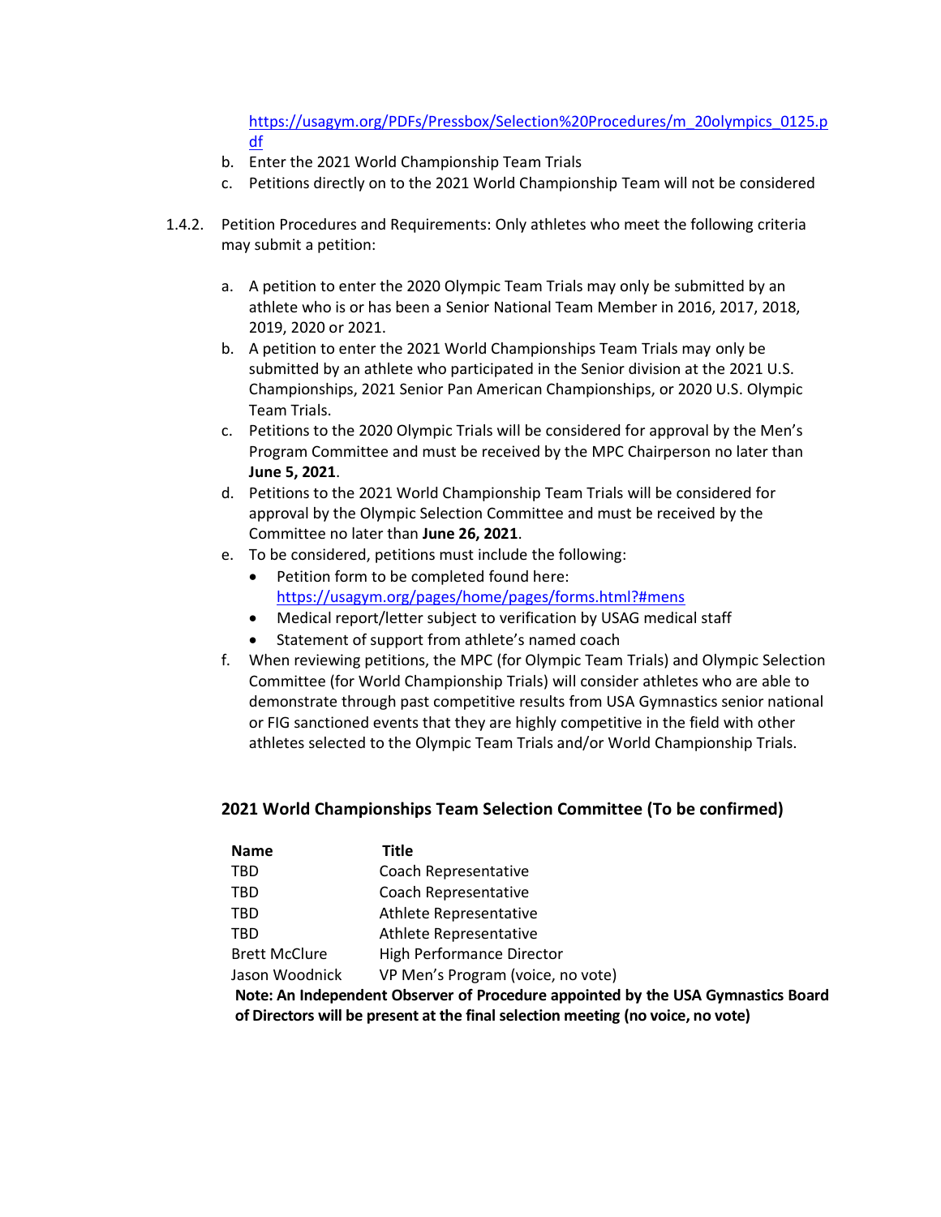https://usagym.org/PDFs/Pressbox/Selection%20Procedures/m_20olympics_0125.pdf

b. Enter the 2021 World Championship Team Trials
c. Petitions directly on to the 2021 World Championship Team will not be considered

1.4.2. Petition Procedures and Requirements: Only athletes who meet the following criteria may submit a petition:

a. A petition to enter the 2020 Olympic Team Trials may only be submitted by an athlete who is or has been a Senior National Team Member in 2016, 2017, 2018, 2019, 2020 or 2021.
b. A petition to enter the 2021 World Championships Team Trials may only be submitted by an athlete who participated in the Senior division at the 2021 U.S. Championships, 2021 Senior Pan American Championships, or 2020 U.S. Olympic Team Trials.
c. Petitions to the 2020 Olympic Trials will be considered for approval by the Men's Program Committee and must be received by the MPC Chairperson no later than **June 5, 2021**.
d. Petitions to the 2021 World Championship Team Trials will be considered for approval by the Olympic Selection Committee and must be received by the Committee no later than **June 26, 2021**.
e. To be considered, petitions must include the following:
   - Petition form to be completed found here: https://usagym.org/pages/home/pages/forms.html?#mens
   - Medical report/letter subject to verification by USAG medical staff
   - Statement of support from athlete's named coach
f. When reviewing petitions, the MPC (for Olympic Team Trials) and Olympic Selection Committee (for World Championship Trials) will consider athletes who are able to demonstrate through past competitive results from USA Gymnastics senior national or FIG sanctioned events that they are highly competitive in the field with other athletes selected to the Olympic Team Trials and/or World Championship Trials.

### 2021 World Championships Team Selection Committee (To be confirmed)

| Name | Title |
|---|---|
| TBD | Coach Representative |
| TBD | Coach Representative |
| TBD | Athlete Representative |
| TBD | Athlete Representative |
| Brett McClure | High Performance Director |
| Jason Woodnick | VP Men's Program (voice, no vote) |

**Note: An Independent Observer of Procedure appointed by the USA Gymnastics Board of Directors will be present at the final selection meeting (no voice, no vote)**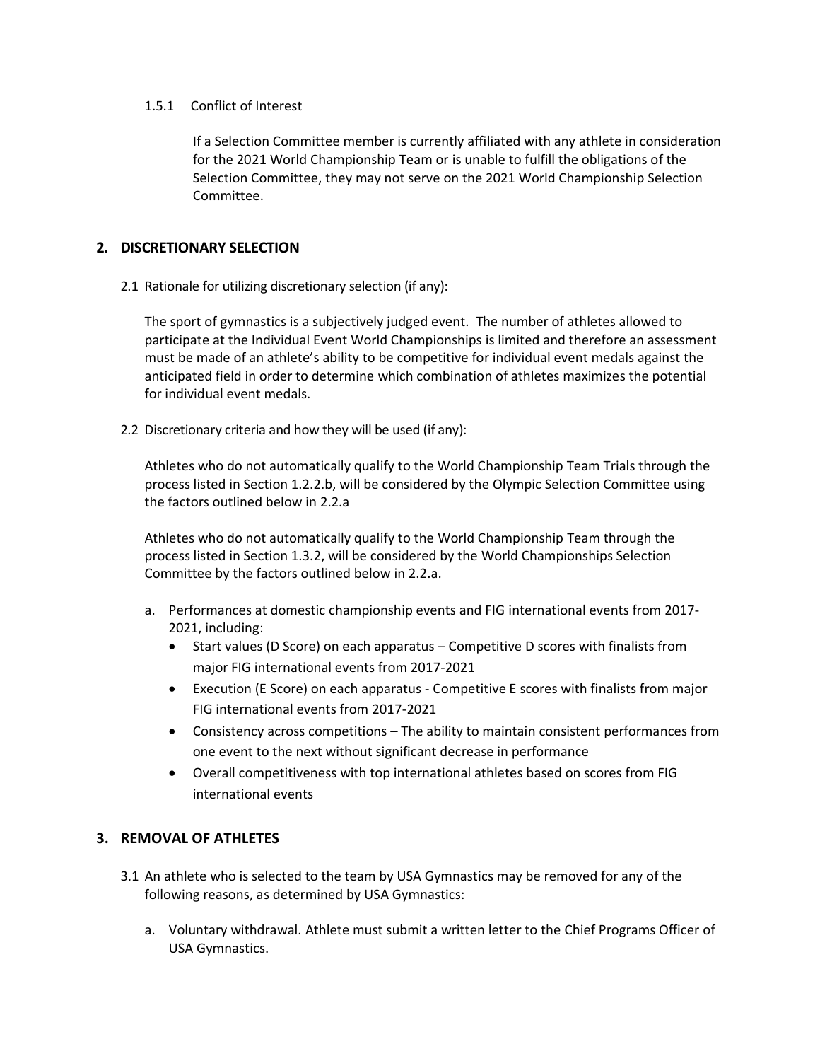#### 1.5.1 Conflict of Interest

If a Selection Committee member is currently affiliated with any athlete in consideration for the 2021 World Championship Team or is unable to fulfill the obligations of the Selection Committee, they may not serve on the 2021 World Championship Selection Committee.

## 2. DISCRETIONARY SELECTION

2.1 Rationale for utilizing discretionary selection (if any):

The sport of gymnastics is a subjectively judged event. The number of athletes allowed to participate at the Individual Event World Championships is limited and therefore an assessment must be made of an athlete's ability to be competitive for individual event medals against the anticipated field in order to determine which combination of athletes maximizes the potential for individual event medals.

2.2 Discretionary criteria and how they will be used (if any):

Athletes who do not automatically qualify to the World Championship Team Trials through the process listed in Section 1.2.2.b, will be considered by the Olympic Selection Committee using the factors outlined below in 2.2.a

Athletes who do not automatically qualify to the World Championship Team through the process listed in Section 1.3.2, will be considered by the World Championships Selection Committee by the factors outlined below in 2.2.a.

a. Performances at domestic championship events and FIG international events from 2017-2021, including:
   - Start values (D Score) on each apparatus – Competitive D scores with finalists from major FIG international events from 2017-2021
   - Execution (E Score) on each apparatus - Competitive E scores with finalists from major FIG international events from 2017-2021
   - Consistency across competitions – The ability to maintain consistent performances from one event to the next without significant decrease in performance
   - Overall competitiveness with top international athletes based on scores from FIG international events

## 3. REMOVAL OF ATHLETES

3.1 An athlete who is selected to the team by USA Gymnastics may be removed for any of the following reasons, as determined by USA Gymnastics:

a. Voluntary withdrawal. Athlete must submit a written letter to the Chief Programs Officer of USA Gymnastics.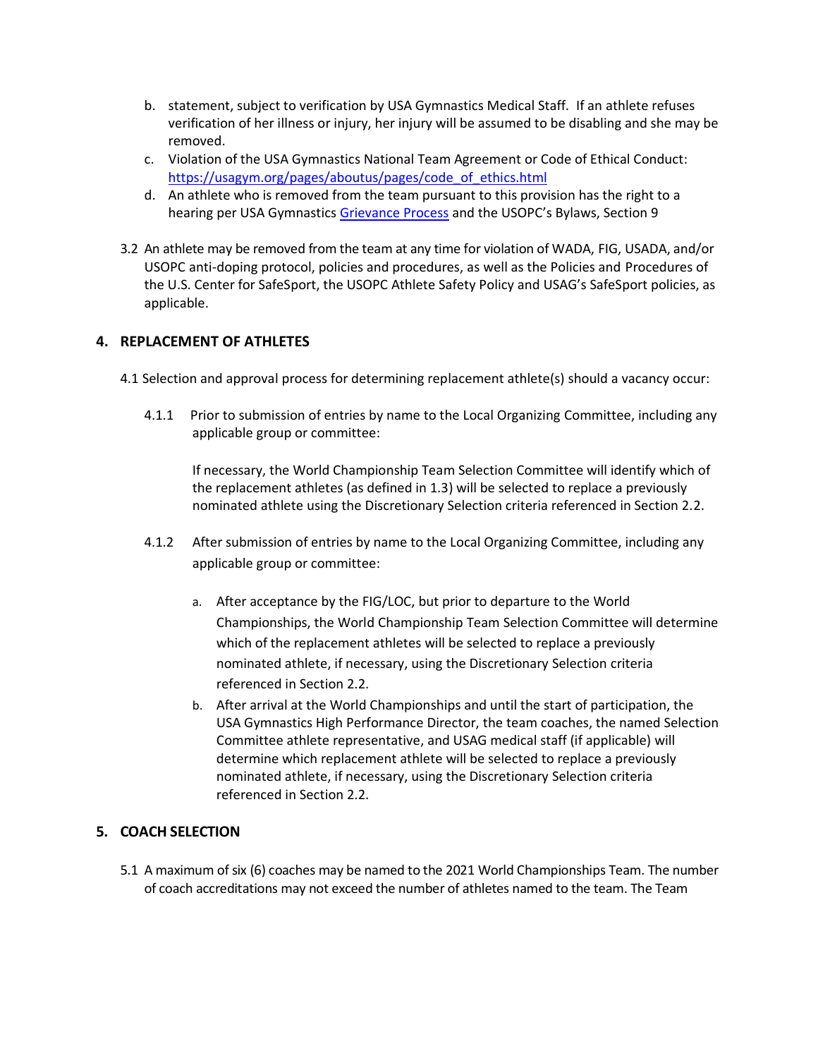b. statement, subject to verification by USA Gymnastics Medical Staff. If an athlete refuses verification of her illness or injury, her injury will be assumed to be disabling and she may be removed.
c. Violation of the USA Gymnastics National Team Agreement or Code of Ethical Conduct: https://usagym.org/pages/aboutus/pages/code_of_ethics.html
d. An athlete who is removed from the team pursuant to this provision has the right to a hearing per USA Gymnastics Grievance Process and the USOPC's Bylaws, Section 9

3.2 An athlete may be removed from the team at any time for violation of WADA, FIG, USADA, and/or USOPC anti-doping protocol, policies and procedures, as well as the Policies and Procedures of the U.S. Center for SafeSport, the USOPC Athlete Safety Policy and USAG's SafeSport policies, as applicable.

## 4. REPLACEMENT OF ATHLETES

4.1 Selection and approval process for determining replacement athlete(s) should a vacancy occur:

4.1.1 Prior to submission of entries by name to the Local Organizing Committee, including any applicable group or committee:

If necessary, the World Championship Team Selection Committee will identify which of the replacement athletes (as defined in 1.3) will be selected to replace a previously nominated athlete using the Discretionary Selection criteria referenced in Section 2.2.

4.1.2 After submission of entries by name to the Local Organizing Committee, including any applicable group or committee:

a. After acceptance by the FIG/LOC, but prior to departure to the World Championships, the World Championship Team Selection Committee will determine which of the replacement athletes will be selected to replace a previously nominated athlete, if necessary, using the Discretionary Selection criteria referenced in Section 2.2.
b. After arrival at the World Championships and until the start of participation, the USA Gymnastics High Performance Director, the team coaches, the named Selection Committee athlete representative, and USAG medical staff (if applicable) will determine which replacement athlete will be selected to replace a previously nominated athlete, if necessary, using the Discretionary Selection criteria referenced in Section 2.2.

## 5. COACH SELECTION

5.1 A maximum of six (6) coaches may be named to the 2021 World Championships Team. The number of coach accreditations may not exceed the number of athletes named to the team. The Team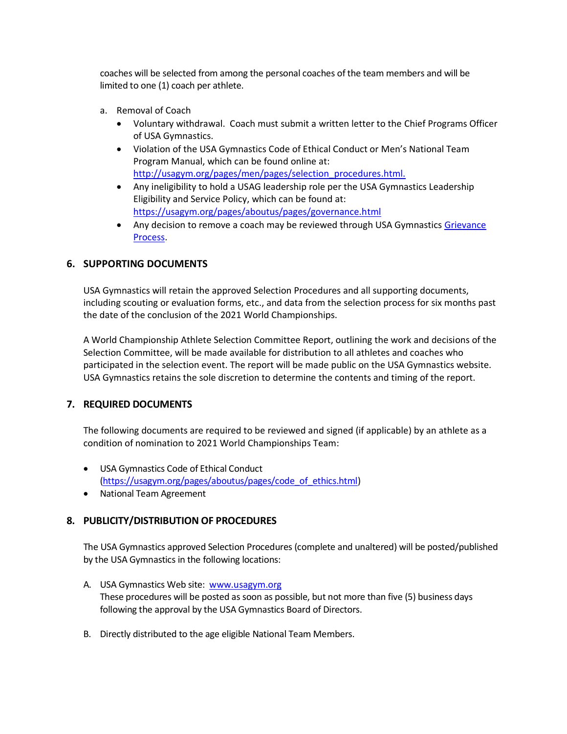coaches will be selected from among the personal coaches of the team members and will be limited to one (1) coach per athlete.

a. Removal of Coach
   - Voluntary withdrawal. Coach must submit a written letter to the Chief Programs Officer of USA Gymnastics.
   - Violation of the USA Gymnastics Code of Ethical Conduct or Men's National Team Program Manual, which can be found online at: [http://usagym.org/pages/men/pages/selection_procedures.html.](http://usagym.org/pages/men/pages/selection_procedures.html)
   - Any ineligibility to hold a USAG leadership role per the USA Gymnastics Leadership Eligibility and Service Policy, which can be found at: [https://usagym.org/pages/aboutus/pages/governance.html](https://usagym.org/pages/aboutus/pages/governance.html)
   - Any decision to remove a coach may be reviewed through USA Gymnastics Grievance Process.

## 6. SUPPORTING DOCUMENTS

USA Gymnastics will retain the approved Selection Procedures and all supporting documents, including scouting or evaluation forms, etc., and data from the selection process for six months past the date of the conclusion of the 2021 World Championships.

A World Championship Athlete Selection Committee Report, outlining the work and decisions of the Selection Committee, will be made available for distribution to all athletes and coaches who participated in the selection event. The report will be made public on the USA Gymnastics website. USA Gymnastics retains the sole discretion to determine the contents and timing of the report.

## 7. REQUIRED DOCUMENTS

The following documents are required to be reviewed and signed (if applicable) by an athlete as a condition of nomination to 2021 World Championships Team:

- USA Gymnastics Code of Ethical Conduct ([https://usagym.org/pages/aboutus/pages/code_of_ethics.html](https://usagym.org/pages/aboutus/pages/code_of_ethics.html))
- National Team Agreement

## 8. PUBLICITY/DISTRIBUTION OF PROCEDURES

The USA Gymnastics approved Selection Procedures (complete and unaltered) will be posted/published by the USA Gymnastics in the following locations:

A. USA Gymnastics Web site: [www.usagym.org](http://www.usagym.org)
   These procedures will be posted as soon as possible, but not more than five (5) business days following the approval by the USA Gymnastics Board of Directors.

B. Directly distributed to the age eligible National Team Members.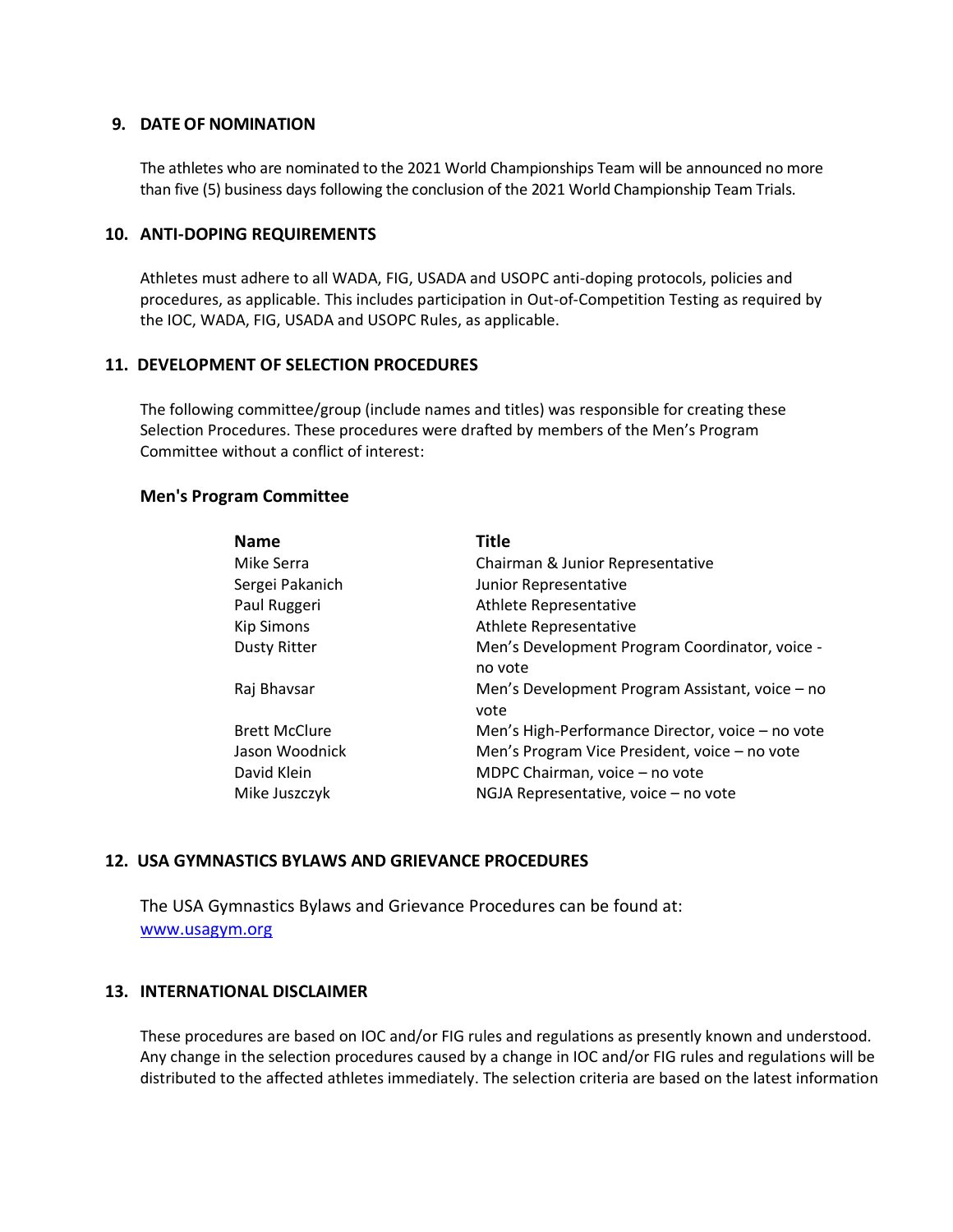## 9. DATE OF NOMINATION

The athletes who are nominated to the 2021 World Championships Team will be announced no more than five (5) business days following the conclusion of the 2021 World Championship Team Trials.

## 10. ANTI-DOPING REQUIREMENTS

Athletes must adhere to all WADA, FIG, USADA and USOPC anti-doping protocols, policies and procedures, as applicable. This includes participation in Out-of-Competition Testing as required by the IOC, WADA, FIG, USADA and USOPC Rules, as applicable.

## 11. DEVELOPMENT OF SELECTION PROCEDURES

The following committee/group (include names and titles) was responsible for creating these Selection Procedures. These procedures were drafted by members of the Men's Program Committee without a conflict of interest:

**Men's Program Committee**

| Name | Title |
|---|---|
| Mike Serra | Chairman & Junior Representative |
| Sergei Pakanich | Junior Representative |
| Paul Ruggeri | Athlete Representative |
| Kip Simons | Athlete Representative |
| Dusty Ritter | Men's Development Program Coordinator, voice - no vote |
| Raj Bhavsar | Men's Development Program Assistant, voice – no vote |
| Brett McClure | Men's High-Performance Director, voice – no vote |
| Jason Woodnick | Men's Program Vice President, voice – no vote |
| David Klein | MDPC Chairman, voice – no vote |
| Mike Juszczyk | NGJA Representative, voice – no vote |

## 12. USA GYMNASTICS BYLAWS AND GRIEVANCE PROCEDURES

The USA Gymnastics Bylaws and Grievance Procedures can be found at: www.usagym.org

## 13. INTERNATIONAL DISCLAIMER

These procedures are based on IOC and/or FIG rules and regulations as presently known and understood. Any change in the selection procedures caused by a change in IOC and/or FIG rules and regulations will be distributed to the affected athletes immediately. The selection criteria are based on the latest information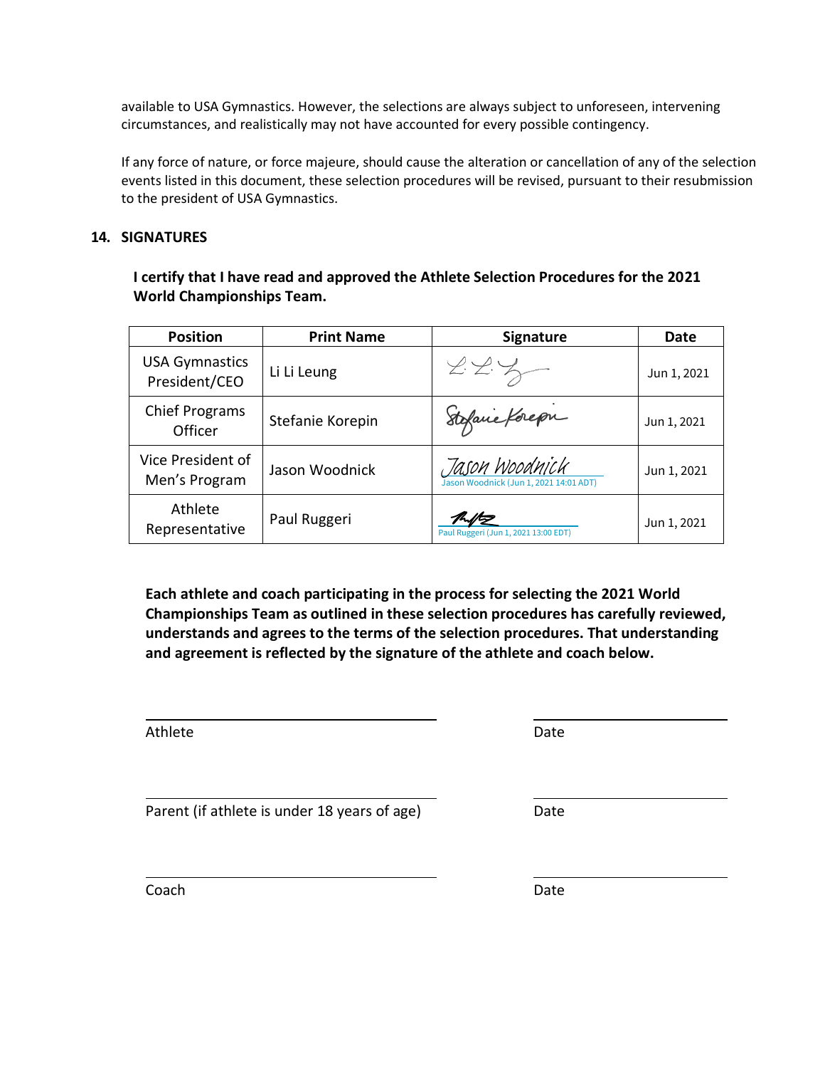available to USA Gymnastics. However, the selections are always subject to unforeseen, intervening circumstances, and realistically may not have accounted for every possible contingency.

If any force of nature, or force majeure, should cause the alteration or cancellation of any of the selection events listed in this document, these selection procedures will be revised, pursuant to their resubmission to the president of USA Gymnastics.

## 14. SIGNATURES

**I certify that I have read and approved the Athlete Selection Procedures for the 2021 World Championships Team.**

| Position | Print Name | Signature | Date |
|---|---|---|---|
| USA Gymnastics President/CEO | Li Li Leung | L. L. L | Jun 1, 2021 |
| Chief Programs Officer | Stefanie Korepin | Stefanie Korepin | Jun 1, 2021 |
| Vice President of Men's Program | Jason Woodnick | Jason Woodnick<br>Jason Woodnick (Jun 1, 2021 14:01 ADT) | Jun 1, 2021 |
| Athlete Representative | Paul Ruggeri | Paul Ruggeri (Jun 1, 2021 13:00 EDT) | Jun 1, 2021 |

**Each athlete and coach participating in the process for selecting the 2021 World Championships Team as outlined in these selection procedures has carefully reviewed, understands and agrees to the terms of the selection procedures. That understanding and agreement is reflected by the signature of the athlete and coach below.**

Athlete ______________________ Date ______________

Parent (if athlete is under 18 years of age) ______________________ Date ______________

Coach ______________________ Date ______________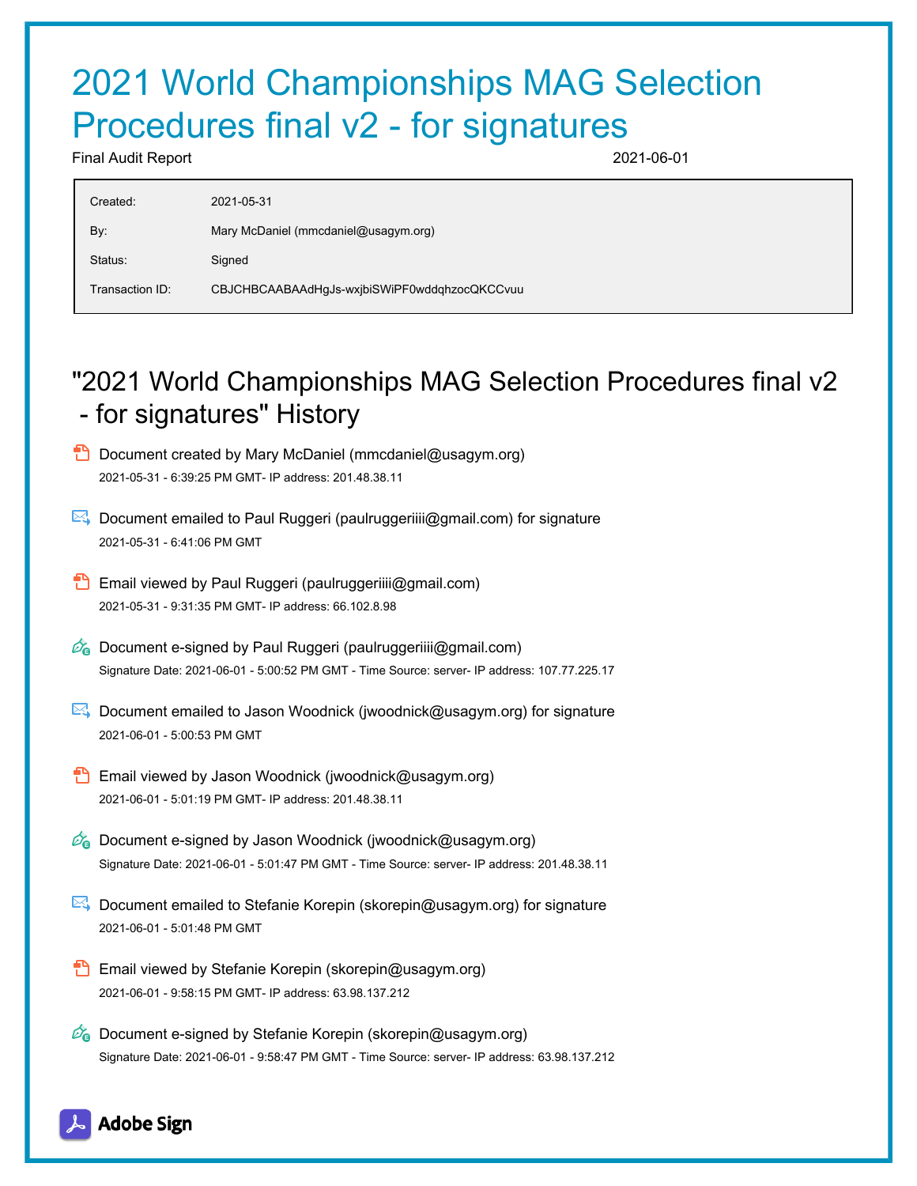# 2021 World Championships MAG Selection Procedures final v2 - for signatures

Final Audit Report 2021-06-01

| | |
|---|---|
| Created: | 2021-05-31 |
| By: | Mary McDaniel (mmcdaniel@usagym.org) |
| Status: | Signed |
| Transaction ID: | CBJCHBCAABAAdHgJs-wxjbiSWiPF0wddqhzocQKCCvuu |

## "2021 World Championships MAG Selection Procedures final v2 - for signatures" History

- Document created by Mary McDaniel (mmcdaniel@usagym.org)
  2021-05-31 - 6:39:25 PM GMT- IP address: 201.48.38.11

- Document emailed to Paul Ruggeri (paulruggeriiii@gmail.com) for signature
  2021-05-31 - 6:41:06 PM GMT

- Email viewed by Paul Ruggeri (paulruggeriiii@gmail.com)
  2021-05-31 - 9:31:35 PM GMT- IP address: 66.102.8.98

- Document e-signed by Paul Ruggeri (paulruggeriiii@gmail.com)
  Signature Date: 2021-06-01 - 5:00:52 PM GMT - Time Source: server- IP address: 107.77.225.17

- Document emailed to Jason Woodnick (jwoodnick@usagym.org) for signature
  2021-06-01 - 5:00:53 PM GMT

- Email viewed by Jason Woodnick (jwoodnick@usagym.org)
  2021-06-01 - 5:01:19 PM GMT- IP address: 201.48.38.11

- Document e-signed by Jason Woodnick (jwoodnick@usagym.org)
  Signature Date: 2021-06-01 - 5:01:47 PM GMT - Time Source: server- IP address: 201.48.38.11

- Document emailed to Stefanie Korepin (skorepin@usagym.org) for signature
  2021-06-01 - 5:01:48 PM GMT

- Email viewed by Stefanie Korepin (skorepin@usagym.org)
  2021-06-01 - 9:58:15 PM GMT- IP address: 63.98.137.212

- Document e-signed by Stefanie Korepin (skorepin@usagym.org)
  Signature Date: 2021-06-01 - 9:58:47 PM GMT - Time Source: server- IP address: 63.98.137.212

Adobe Sign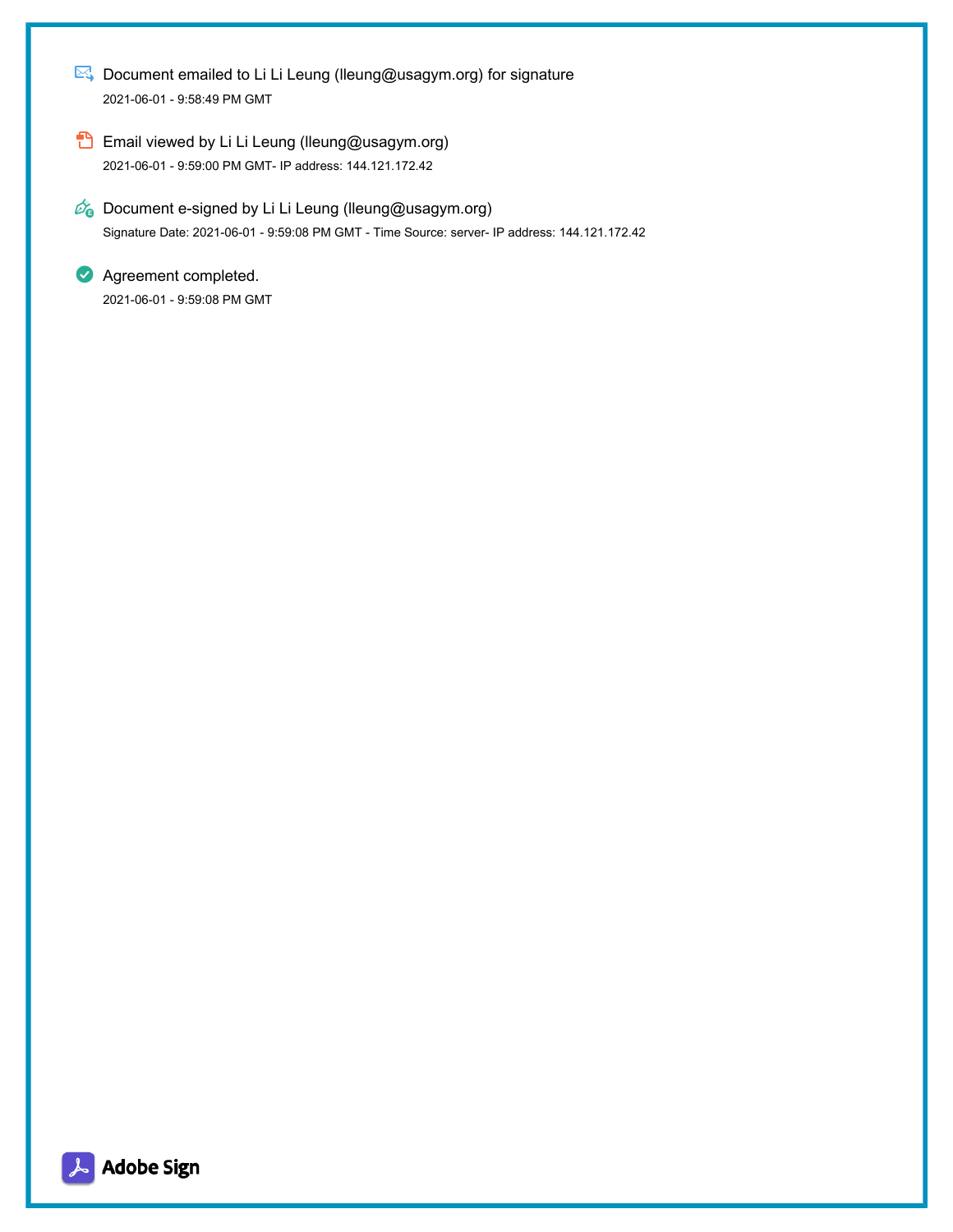Document emailed to Li Li Leung (lleung@usagym.org) for signature

2021-06-01 - 9:58:49 PM GMT

Email viewed by Li Li Leung (lleung@usagym.org)

2021-06-01 - 9:59:00 PM GMT- IP address: 144.121.172.42

Document e-signed by Li Li Leung (lleung@usagym.org)

Signature Date: 2021-06-01 - 9:59:08 PM GMT - Time Source: server- IP address: 144.121.172.42

Agreement completed.

2021-06-01 - 9:59:08 PM GMT

Adobe Sign